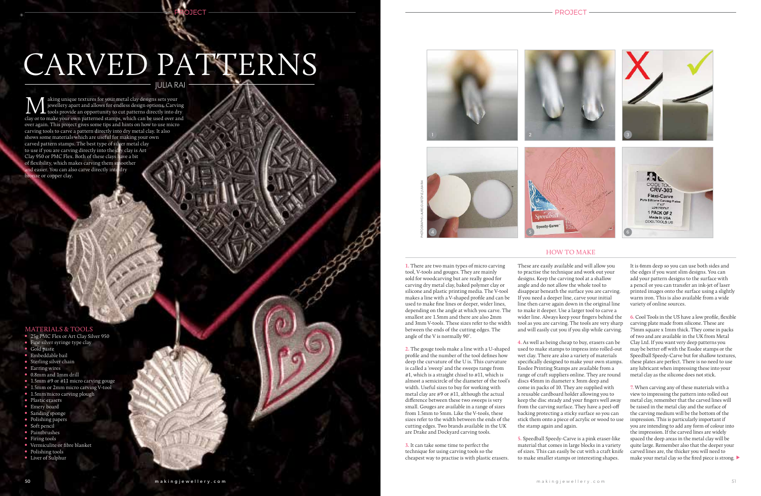# CARVED PATTERNS

JULIA RAI

Making unique textures for your metal clay designs sets your jewellery apart and allows for endless design options. Carving tools provide an opportunity to cut patterns directly into dry clay or to make your own patterned stamps, which can be used over and over again. This project gives some tips and hints on how to use micro carving tools to carve a pattern directly into dry metal clay. It also shows some materials which are useful for making your own carved pattern stamps. The best type of silver metal clay to use if you are carving directly into the dry clay is Art Clay 950 or PMC Flex. Both of these clays have a bit of flexibility, which makes carving them smoother and easier. You can also carve directly into dry bronze or copper clay.

## MATERIALS & TOOLS

- 25g PMC Flex or Art Clay Silver 950
- Fine silver syringe type clay
- Gold paste
- Embeddable bail
- Sterling silver chain
- Earring wires
- 0.8mm and 1mm drill
- 1.5mm #9 or #11 micro carving gouge
- 1.5mm or 2mm micro carving V-tool
- 1.5mm micro carving plough
- Plastic erasers
- Emery board
- Sanding sponge
- Polishing papers
- Soft pencil
- Paintbrushes
- Firing tools
- Vermiculite or fibre blanket
- Polishing tools
- Liver of Sulphur

PHOTOGRAPHS: LAUREL GUILFOYLE, JULIA RAI

## HOW TO MAKE

1. There are two main types of micro carving tool, V-tools and gouges. They are mainly sold for woodcarving but are really good for carving dry metal clay, baked polymer clay or silicone and plastic printing media. The V-tool makes a line with a V-shaped profile and can be used to make fine lines or deeper, wider lines, depending on the angle at which you carve. The smallest are 1.5mm and there are also 2mm and 3mm V-tools. These sizes refer to the width between the ends of the cutting edges. The angle of the V is normally 90°.

2. The gouge tools make a line with a U-shaped profile and the number of the tool defines how deep the curvature of the U is. This curvature is called a 'sweep' and the sweeps range from #1, which is a straight chisel to #11, which is almost a semicircle of the diameter of the tool's width. Useful sizes to buy for working with metal clay are #9 or #11, although the actual difference between these two sweeps is very small. Gouges are available in a range of sizes from 1.5mm to 5mm. Like the V-tools, these sizes refer to the width between the ends of the cutting edges. Two brands available in the UK are Drake and Dockyard carving tools.

3. It can take some time to perfect the technique for using carving tools so the cheapest way to practise is with plastic erasers. These are easily available and will allow you to practise the technique and work out your designs. Keep the carving tool at a shallow angle and do not allow the whole tool to disappear beneath the surface you are carving. If you need a deeper line, carve your initial line then carve again down in the original line to make it deeper. Use a larger tool to carve a wider line. Always keep your fingers behind the tool as you are carving. The tools are very sharp and will easily cut you if you slip while carving.

4. As well as being cheap to buy, erasers can be used to make stamps to impress into rolled-out wet clay. There are also a variety of materials specifically designed to make your own stamps. Essdee Printing Stamps are available from a range of craft suppliers online. They are round discs 45mm in diameter x 3mm deep and come in packs of 10. They are supplied with a reusable cardboard holder allowing you to keep the disc steady and your fingers well away from the carving surface. They have a peel-off backing protecting a sticky surface so you can stick them onto a piece of acrylic or wood to use the stamp again and again.

5. Speedball Speedy-Carve is a pink eraser-like material that comes in large blocks in a variety of sizes. This can easily be cut with a craft knife to make smaller stamps or interesting shapes. It is 6mm deep so you can use both sides and the edges if you want slim designs. You can add your pattern designs to the surface with a pencil or you can transfer an ink-jet of laser printed images onto the surface using a slightly warm iron. This is also available from a wide variety of online sources.

6. Cool Tools in the US have a low profile, flexible carving plate made from silicone. These are 75mm square x 1mm thick. They come in packs of two and are available in the UK from Metal Clay Ltd. If you want very deep patterns you may be better off with the Essdee stamps or the Speedball Speedy-Carve but for shallow textures, these plates are perfect. There is no need to use any lubricant when impressing these into your metal clay as the silicone does not stick.

7. When carving any of these materials with a view to impressing the pattern into rolled out metal clay, remember that the carved lines will be raised in the metal clay and the surface of the carving medium will be the bottom of the impression. This is particularly important if you are intending to add any form of colour into the impression. If the carved lines are widely spaced the deep areas in the metal clay will be quite large. Remember also that the deeper your carved lines are, the thicker you will need to make your metal clay so the fired piece is strong.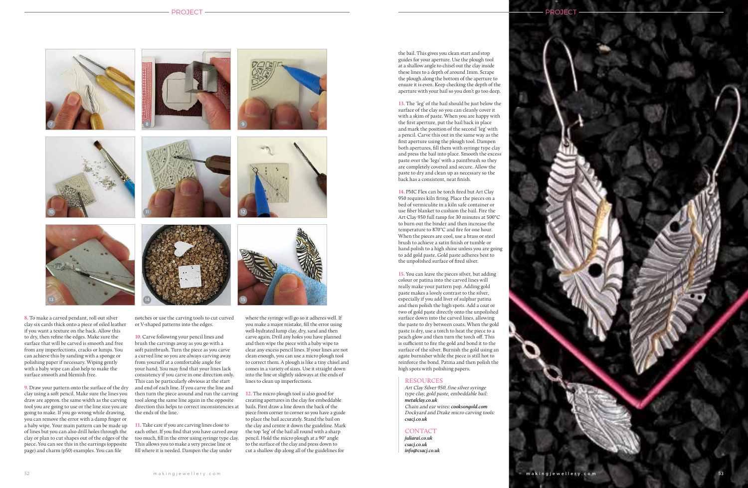**8.** To make a carved pendant, roll out silver clay six cards thick onto a piece of oiled leather if you want a texture on the back. Allow this to dry, then refine the edges. Make sure the surface that will be carved is smooth and free from any imperfections, cracks or lumps. You can achieve this by sanding with a sponge or polishing paper if necessary. Wiping gently with a baby wipe can also help to make the surface smooth and blemish free.

**9.** Draw your pattern onto the surface of the dry clay using a soft pencil. Make sure the lines you draw are approx. the same width as the carving tool you are going to use or the line size you are going to make. If you go wrong while drawing, you can remove the error with a damp finger or a baby wipe. Your main pattern can be made up of lines but you can also drill holes through the clay or plan to cut shapes out of the edges of the piece. You can see this in the earrings (opposite page) and charm (p50) examples. You can file notches or use the carving tools to cut curved or V-shaped patterns into the edges.

**10.** Carve following your pencil lines and brush the carvings away as you go with a soft paintbrush. Turn the piece as you carve a curved line so you are always carving away from yourself at a comfortable angle for your hand. You may find that your lines lack consistency if you carve in one direction only. This can be particularly obvious at the start and end of each line. If you carve the line and then turn the piece around and run the carving tool along the same line again in the opposite direction this helps to correct inconsistencies at the ends of the line.

**11.** Take care if you are carving lines close to each other. If you find that you have carved away too much, fill in the error using syringe type clay. This allows you to make a very precise line or fill where it is needed. Dampen the clay under where the syringe will go so it adheres well. If you make a major mistake, fill the error using well-hydrated lump clay, dry, sand and then carve again. Drill any holes you have planned and then wipe the piece with a baby wipe to clear any excess pencil lines. If your lines are not clean enough, you can use a micro plough tool to correct them. A plough is like a tiny chisel and comes in a variety of sizes. Use it straight down into the line or slightly sideways at the ends of lines to clean up imperfections.

**12.** The micro plough tool is also good for creating apertures in the clay for embeddable bails. First draw a line down the back of the piece from corner to corner so you have a guide to place the bail accurately. Stand the bail on the clay and centre it down the guideline. Mark the top 'leg' of the bail all round with a sharp pencil. Hold the micro plough at a 90° angle to the surface of the clay and press down to cut a shallow dip along all of the guidelines for the bail. This gives you clean start and stop guides for your aperture. Use the plough tool at a shallow angle to chisel out the clay inside these lines to a depth of around 1mm. Scrape the plough along the bottom of the aperture to ensure it is even. Keep checking the depth of the aperture with your bail so you don't go too deep.

**13.** The 'leg' of the bail should be just below the surface of the clay so you can cleanly cover it with a skim of paste. When you are happy with the first aperture, put the bail back in place and mark the position of the second 'leg' with a pencil. Carve this out in the same way as the first aperture using the plough tool. Dampen both apertures, fill them with syringe type clay and press the bail into place. Smooth the excess paste over the 'legs' with a paintbrush so they are completely covered and secure. Allow the paste to dry and clean up as necessary so the back has a consistent, neat finish.

**14.** PMC Flex can be torch fired but Art Clay 950 requires kiln firing. Place the pieces on a bed of vermiculite in a kiln safe container or use fiber blanket to cushion the bail. Fire the Art Clay 950 full ramp for 30 minutes at 500°C to burn out the binder and then increase the temperature to 870°C and fire for one hour. When the pieces are cool, use a brass or steel brush to achieve a satin finish or tumble or hand polish to a high shine unless you are going to add gold paste. Gold paste adheres best to the unpolished surface of fired silver.

**15.** You can leave the pieces silver, but adding colour or patina into the carved lines will really make your pattern pop. Adding gold paste makes a lovely contrast to the silver, especially if you add liver of sulphur patina and then polish the high spots. Add a coat or two of gold paste directly onto the unpolished surface down into the carved lines, allowing the paste to dry between coats. When the gold paste is dry, use a torch to heat the piece to a peach glow and then turn the torch off. This is sufficient to fire the gold and bond it to the surface of the silver. Burnish the gold using an agate burnisher while the piece is still hot to reinforce the bond. Patina and then polish the high spots with polishing papers.

## RESOURCES

*Art Clay Silver 950, fine silver syringe type clay, gold paste, embeddable bail:* ***metalclay.co.uk***
*Chain and ear wires:* ***cooksongold.com***
*Dockyard and Drake micro carving tools:* ***csacj.co.uk***

## CONTACT

***juliarai.co.uk***
***csacj.co.uk***
***info@csacj.co.uk***